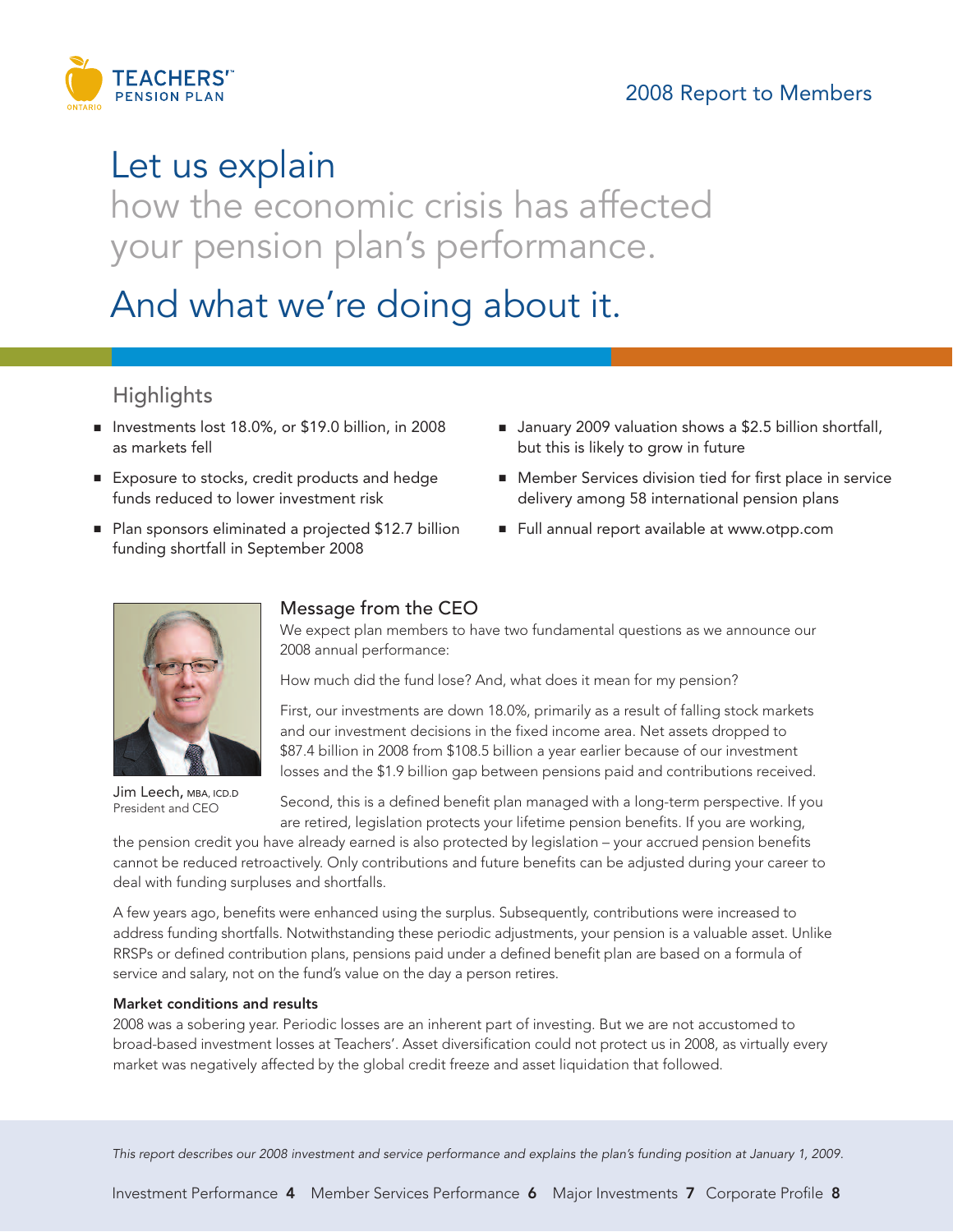TEACHERS' PENSION PLAN ONTARIO

2008 Report to Members

# Let us explain how the economic crisis has affected your pension plan's performance.

# And what we're doing about it.

## Highlights

- Investments lost 18.0%, or $19.0 billion, in 2008 as markets fell
- Exposure to stocks, credit products and hedge funds reduced to lower investment risk
- Plan sponsors eliminated a projected $12.7 billion funding shortfall in September 2008
- January 2009 valuation shows a $2.5 billion shortfall, but this is likely to grow in future
- Member Services division tied for first place in service delivery among 58 international pension plans
- Full annual report available at www.otpp.com

## Message from the CEO

Jim Leech, MBA, ICD.D
President and CEO

We expect plan members to have two fundamental questions as we announce our 2008 annual performance:

How much did the fund lose? And, what does it mean for my pension?

First, our investments are down 18.0%, primarily as a result of falling stock markets and our investment decisions in the fixed income area. Net assets dropped to $87.4 billion in 2008 from $108.5 billion a year earlier because of our investment losses and the $1.9 billion gap between pensions paid and contributions received.

Second, this is a defined benefit plan managed with a long-term perspective. If you are retired, legislation protects your lifetime pension benefits. If you are working, the pension credit you have already earned is also protected by legislation – your accrued pension benefits cannot be reduced retroactively. Only contributions and future benefits can be adjusted during your career to deal with funding surpluses and shortfalls.

A few years ago, benefits were enhanced using the surplus. Subsequently, contributions were increased to address funding shortfalls. Notwithstanding these periodic adjustments, your pension is a valuable asset. Unlike RRSPs or defined contribution plans, pensions paid under a defined benefit plan are based on a formula of service and salary, not on the fund's value on the day a person retires.

### Market conditions and results

2008 was a sobering year. Periodic losses are an inherent part of investing. But we are not accustomed to broad-based investment losses at Teachers'. Asset diversification could not protect us in 2008, as virtually every market was negatively affected by the global credit freeze and asset liquidation that followed.

*This report describes our 2008 investment and service performance and explains the plan's funding position at January 1, 2009.*

Investment Performance **4** Member Services Performance **6** Major Investments **7** Corporate Profile **8**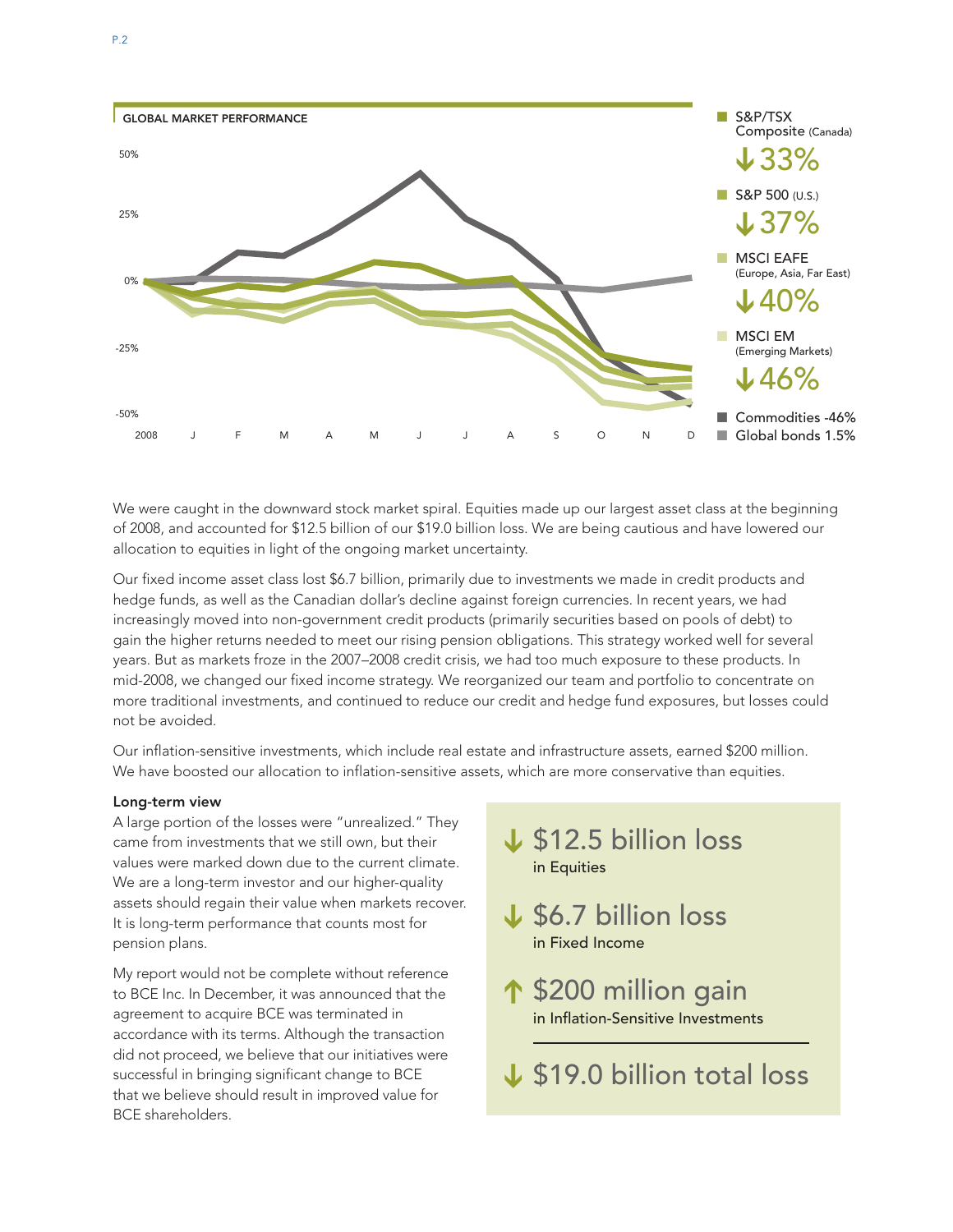**GLOBAL MARKET PERFORMANCE**

- S&P/TSX Composite (Canada) ↓33%
- S&P 500 (U.S.) ↓37%
- MSCI EAFE (Europe, Asia, Far East) ↓40%
- MSCI EM (Emerging Markets) ↓46%
- Commodities -46%
- Global bonds 1.5%

We were caught in the downward stock market spiral. Equities made up our largest asset class at the beginning of 2008, and accounted for $12.5 billion of our $19.0 billion loss. We are being cautious and have lowered our allocation to equities in light of the ongoing market uncertainty.

Our fixed income asset class lost $6.7 billion, primarily due to investments we made in credit products and hedge funds, as well as the Canadian dollar's decline against foreign currencies. In recent years, we had increasingly moved into non-government credit products (primarily securities based on pools of debt) to gain the higher returns needed to meet our rising pension obligations. This strategy worked well for several years. But as markets froze in the 2007–2008 credit crisis, we had too much exposure to these products. In mid-2008, we changed our fixed income strategy. We reorganized our team and portfolio to concentrate on more traditional investments, and continued to reduce our credit and hedge fund exposures, but losses could not be avoided.

Our inflation-sensitive investments, which include real estate and infrastructure assets, earned $200 million. We have boosted our allocation to inflation-sensitive assets, which are more conservative than equities.

**Long-term view**

A large portion of the losses were "unrealized." They came from investments that we still own, but their values were marked down due to the current climate. We are a long-term investor and our higher-quality assets should regain their value when markets recover. It is long-term performance that counts most for pension plans.

My report would not be complete without reference to BCE Inc. In December, it was announced that the agreement to acquire BCE was terminated in accordance with its terms. Although the transaction did not proceed, we believe that our initiatives were successful in bringing significant change to BCE that we believe should result in improved value for BCE shareholders.

↓ $12.5 billion loss in Equities

↓ $6.7 billion loss in Fixed Income

↑ $200 million gain in Inflation-Sensitive Investments

↓ $19.0 billion total loss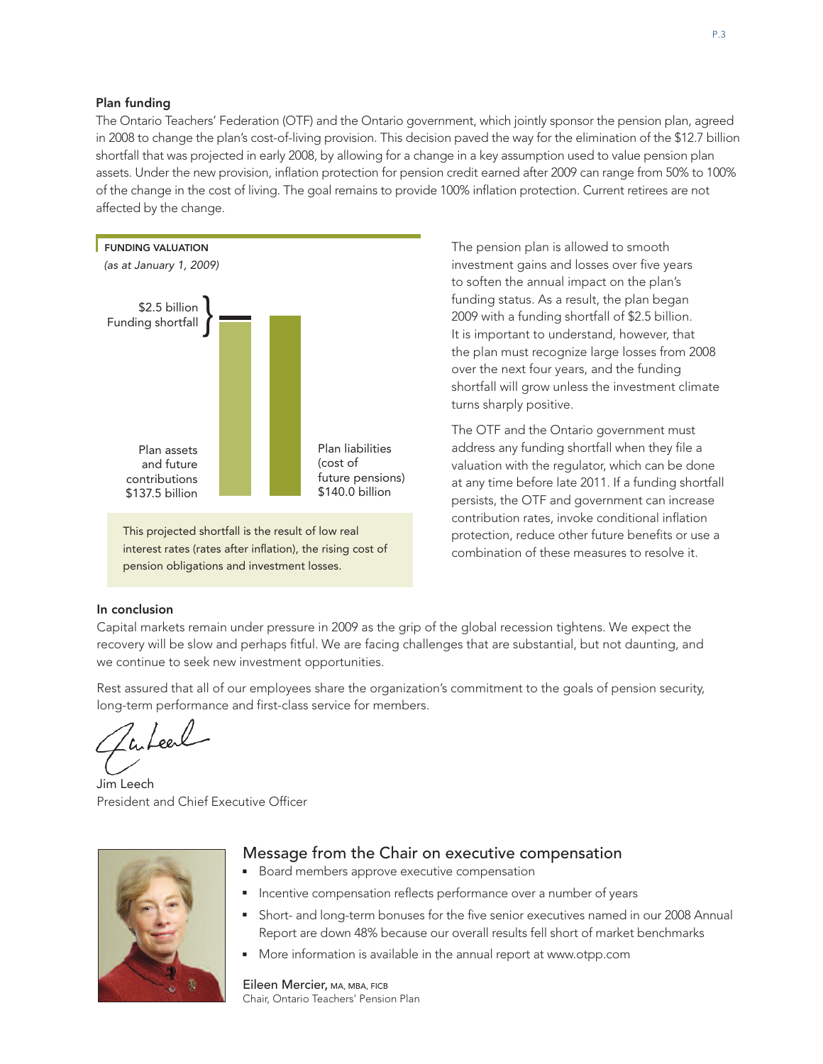### Plan funding

The Ontario Teachers' Federation (OTF) and the Ontario government, which jointly sponsor the pension plan, agreed in 2008 to change the plan's cost-of-living provision. This decision paved the way for the elimination of the $12.7 billion shortfall that was projected in early 2008, by allowing for a change in a key assumption used to value pension plan assets. Under the new provision, inflation protection for pension credit earned after 2009 can range from 50% to 100% of the change in the cost of living. The goal remains to provide 100% inflation protection. Current retirees are not affected by the change.

**FUNDING VALUATION**

*(as at January 1, 2009)*

$2.5 billion Funding shortfall

Plan assets and future contributions $137.5 billion

Plan liabilities (cost of future pensions) $140.0 billion

This projected shortfall is the result of low real interest rates (rates after inflation), the rising cost of pension obligations and investment losses.

The pension plan is allowed to smooth investment gains and losses over five years to soften the annual impact on the plan's funding status. As a result, the plan began 2009 with a funding shortfall of $2.5 billion. It is important to understand, however, that the plan must recognize large losses from 2008 over the next four years, and the funding shortfall will grow unless the investment climate turns sharply positive.

The OTF and the Ontario government must address any funding shortfall when they file a valuation with the regulator, which can be done at any time before late 2011. If a funding shortfall persists, the OTF and government can increase contribution rates, invoke conditional inflation protection, reduce other future benefits or use a combination of these measures to resolve it.

### In conclusion

Capital markets remain under pressure in 2009 as the grip of the global recession tightens. We expect the recovery will be slow and perhaps fitful. We are facing challenges that are substantial, but not daunting, and we continue to seek new investment opportunities.

Rest assured that all of our employees share the organization's commitment to the goals of pension security, long-term performance and first-class service for members.

Jim Leech
President and Chief Executive Officer

## Message from the Chair on executive compensation

- Board members approve executive compensation
- Incentive compensation reflects performance over a number of years
- Short- and long-term bonuses for the five senior executives named in our 2008 Annual Report are down 48% because our overall results fell short of market benchmarks
- More information is available in the annual report at www.otpp.com

Eileen Mercier, MA, MBA, FICB
Chair, Ontario Teachers' Pension Plan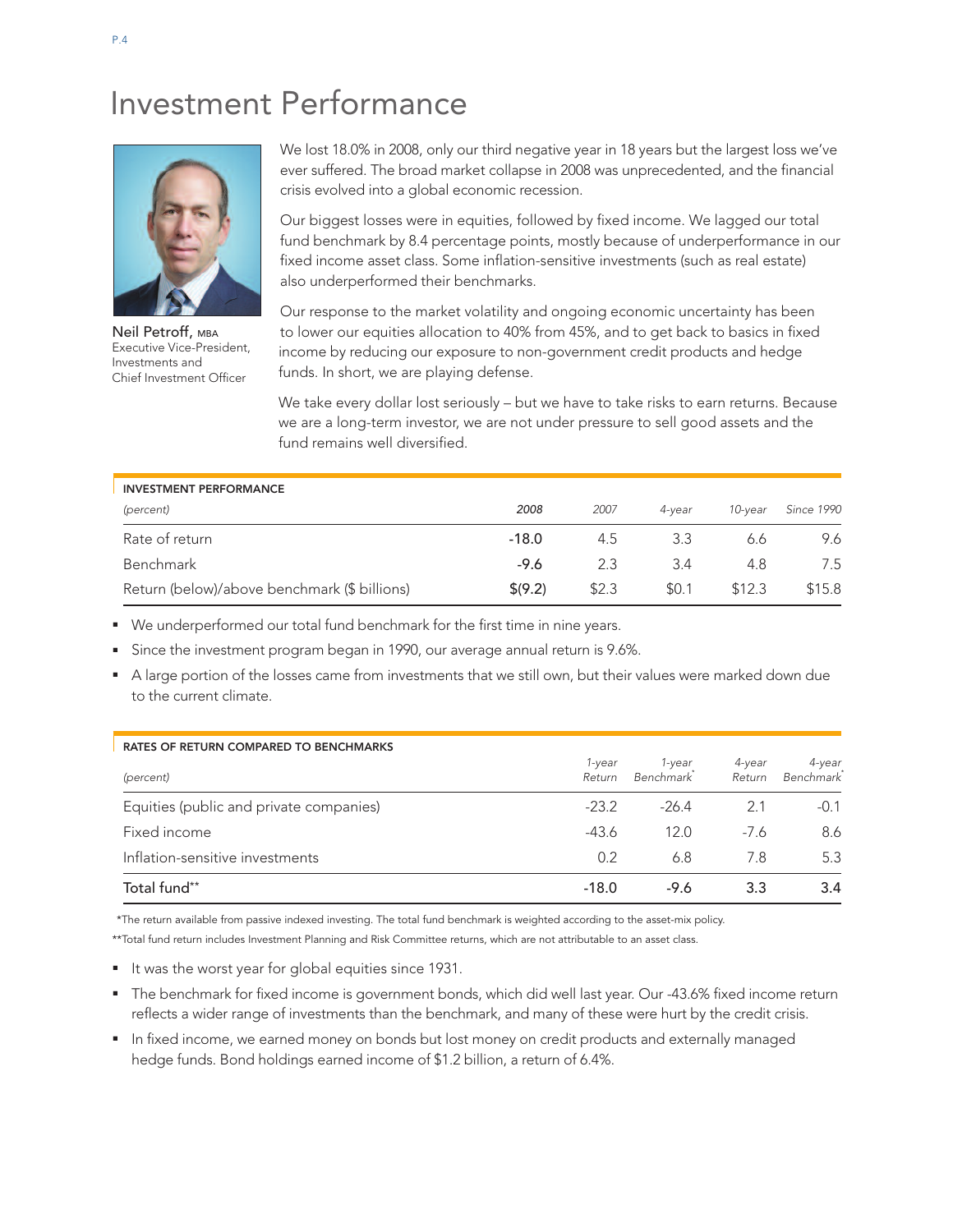# Investment Performance

Neil Petroff, MBA
Executive Vice-President, Investments and Chief Investment Officer

We lost 18.0% in 2008, only our third negative year in 18 years but the largest loss we've ever suffered. The broad market collapse in 2008 was unprecedented, and the financial crisis evolved into a global economic recession.

Our biggest losses were in equities, followed by fixed income. We lagged our total fund benchmark by 8.4 percentage points, mostly because of underperformance in our fixed income asset class. Some inflation-sensitive investments (such as real estate) also underperformed their benchmarks.

Our response to the market volatility and ongoing economic uncertainty has been to lower our equities allocation to 40% from 45%, and to get back to basics in fixed income by reducing our exposure to non-government credit products and hedge funds. In short, we are playing defense.

We take every dollar lost seriously – but we have to take risks to earn returns. Because we are a long-term investor, we are not under pressure to sell good assets and the fund remains well diversified.

**INVESTMENT PERFORMANCE**

| *(percent)* | *2008* | *2007* | *4-year* | *10-year* | *Since 1990* |
|---|---|---|---|---|---|
| Rate of return | **-18.0** | 4.5 | 3.3 | 6.6 | 9.6 |
| Benchmark | **-9.6** | 2.3 | 3.4 | 4.8 | 7.5 |
| Return (below)/above benchmark ($ billions) | **$(9.2)** | $2.3 | $0.1 | $12.3 | $15.8 |

- We underperformed our total fund benchmark for the first time in nine years.
- Since the investment program began in 1990, our average annual return is 9.6%.
- A large portion of the losses came from investments that we still own, but their values were marked down due to the current climate.

**RATES OF RETURN COMPARED TO BENCHMARKS**

| *(percent)* | *1-year Return* | *1-year Benchmark** | *4-year Return* | *4-year Benchmark** |
|---|---|---|---|---|
| Equities (public and private companies) | -23.2 | -26.4 | 2.1 | -0.1 |
| Fixed income | -43.6 | 12.0 | -7.6 | 8.6 |
| Inflation-sensitive investments | 0.2 | 6.8 | 7.8 | 5.3 |
| Total fund** | -18.0 | -9.6 | 3.3 | 3.4 |

*The return available from passive indexed investing. The total fund benchmark is weighted according to the asset-mix policy.

**Total fund return includes Investment Planning and Risk Committee returns, which are not attributable to an asset class.

- It was the worst year for global equities since 1931.
- The benchmark for fixed income is government bonds, which did well last year. Our -43.6% fixed income return reflects a wider range of investments than the benchmark, and many of these were hurt by the credit crisis.
- In fixed income, we earned money on bonds but lost money on credit products and externally managed hedge funds. Bond holdings earned income of $1.2 billion, a return of 6.4%.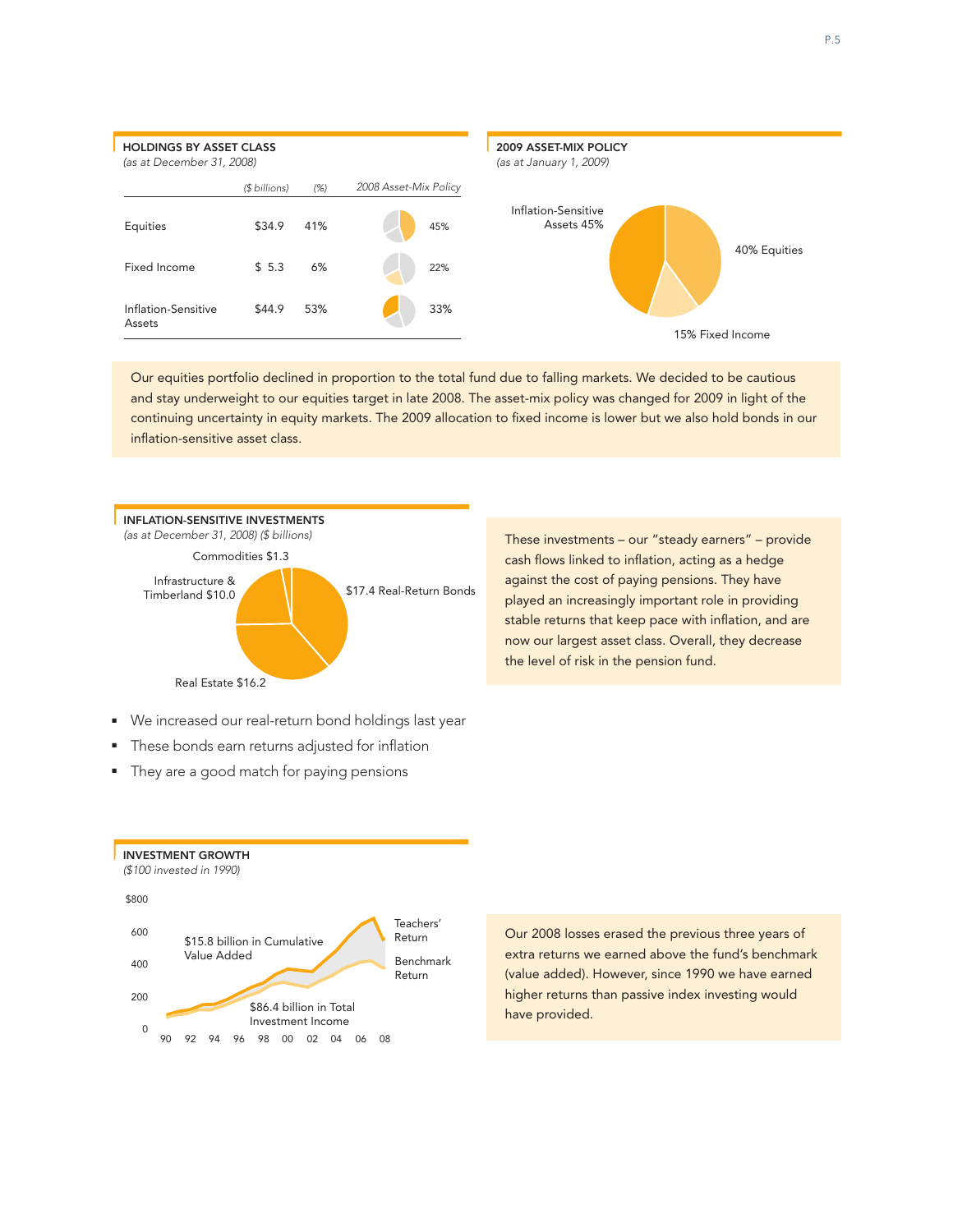## HOLDINGS BY ASSET CLASS

*(as at December 31, 2008)*

| | ($ billions) | (%) | 2008 Asset-Mix Policy |
|---|---|---|---|
| Equities | $34.9 | 41% | 45% |
| Fixed Income | $ 5.3 | 6% | 22% |
| Inflation-Sensitive Assets | $44.9 | 53% | 33% |

## 2009 ASSET-MIX POLICY

*(as at January 1, 2009)*

Inflation-Sensitive Assets 45%

40% Equities

15% Fixed Income

Our equities portfolio declined in proportion to the total fund due to falling markets. We decided to be cautious and stay underweight to our equities target in late 2008. The asset-mix policy was changed for 2009 in light of the continuing uncertainty in equity markets. The 2009 allocation to fixed income is lower but we also hold bonds in our inflation-sensitive asset class.

## INFLATION-SENSITIVE INVESTMENTS

*(as at December 31, 2008) ($ billions)*

Commodities $1.3

Infrastructure & Timberland $10.0

$17.4 Real-Return Bonds

Real Estate $16.2

These investments – our "steady earners" – provide cash flows linked to inflation, acting as a hedge against the cost of paying pensions. They have played an increasingly important role in providing stable returns that keep pace with inflation, and are now our largest asset class. Overall, they decrease the level of risk in the pension fund.

- We increased our real-return bond holdings last year
- These bonds earn returns adjusted for inflation
- They are a good match for paying pensions

## INVESTMENT GROWTH

*($100 invested in 1990)*

$15.8 billion in Cumulative Value Added

$86.4 billion in Total Investment Income

Teachers' Return

Benchmark Return

Our 2008 losses erased the previous three years of extra returns we earned above the fund's benchmark (value added). However, since 1990 we have earned higher returns than passive index investing would have provided.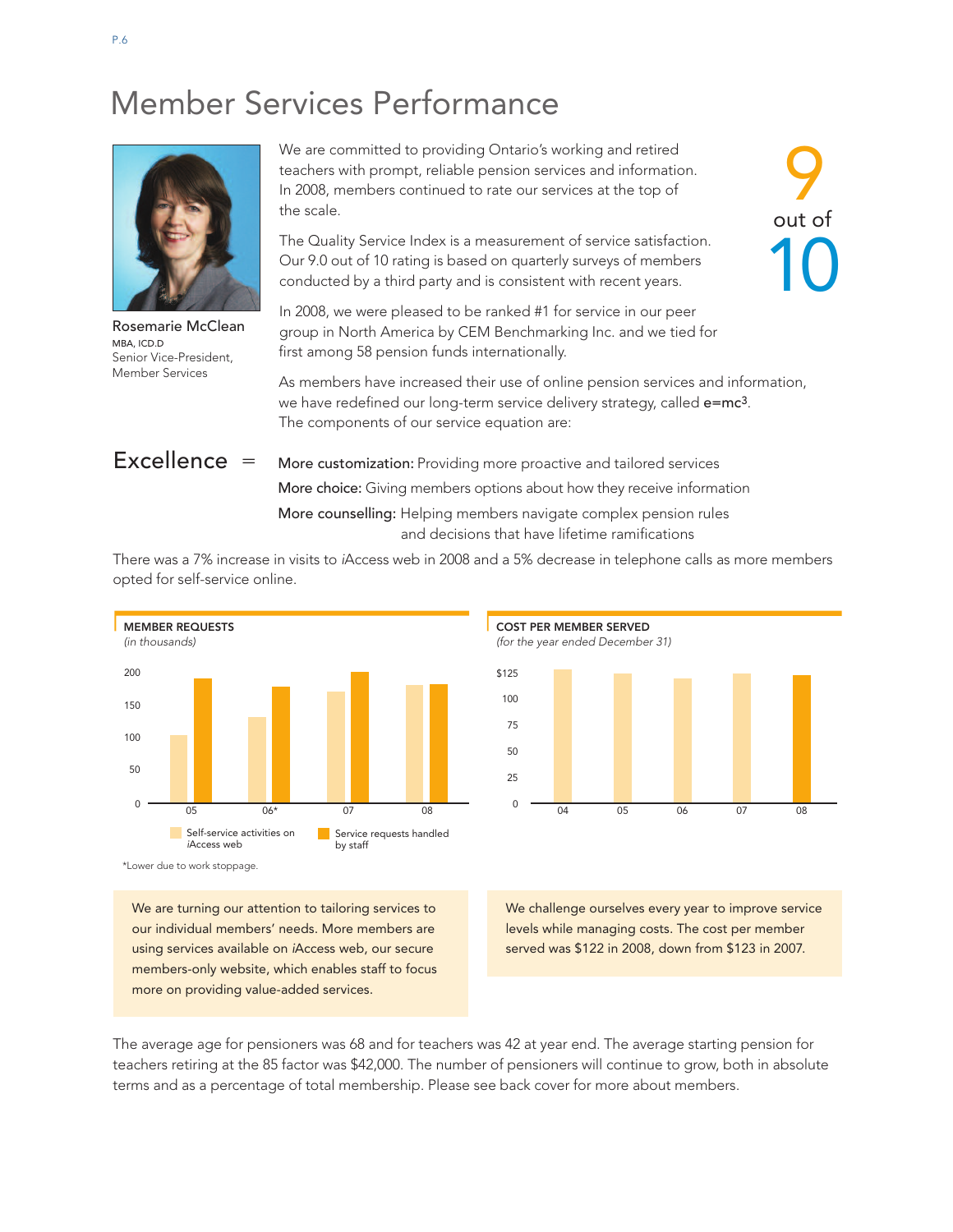# Member Services Performance

Rosemarie McClean
MBA, ICD.D
Senior Vice-President,
Member Services

We are committed to providing Ontario's working and retired teachers with prompt, reliable pension services and information. In 2008, members continued to rate our services at the top of the scale.

The Quality Service Index is a measurement of service satisfaction. Our 9.0 out of 10 rating is based on quarterly surveys of members conducted by a third party and is consistent with recent years.

9 out of 10

In 2008, we were pleased to be ranked #1 for service in our peer group in North America by CEM Benchmarking Inc. and we tied for first among 58 pension funds internationally.

As members have increased their use of online pension services and information, we have redefined our long-term service delivery strategy, called **e=mc³**. The components of our service equation are:

Excellence =

**More customization:** Providing more proactive and tailored services

**More choice:** Giving members options about how they receive information

**More counselling:** Helping members navigate complex pension rules and decisions that have lifetime ramifications

There was a 7% increase in visits to *i*Access web in 2008 and a 5% decrease in telephone calls as more members opted for self-service online.

**MEMBER REQUESTS**
*(in thousands)*

| | 05 | 06* | 07 | 08 |
|---|---|---|---|---|
| Self-service activities on *i*Access web | 105 | 133 | 171 | 182 |
| Service requests handled by staff | 191 | 179 | 201 | 183 |

*Lower due to work stoppage.

**COST PER MEMBER SERVED**
*(for the year ended December 31)*

| 04 | 05 | 06 | 07 | 08 |
|---|---|---|---|---|
| 128 | 124 | 120 | 123 | 122 |

We are turning our attention to tailoring services to our individual members' needs. More members are using services available on *i*Access web, our secure members-only website, which enables staff to focus more on providing value-added services.

We challenge ourselves every year to improve service levels while managing costs. The cost per member served was $122 in 2008, down from $123 in 2007.

The average age for pensioners was 68 and for teachers was 42 at year end. The average starting pension for teachers retiring at the 85 factor was $42,000. The number of pensioners will continue to grow, both in absolute terms and as a percentage of total membership. Please see back cover for more about members.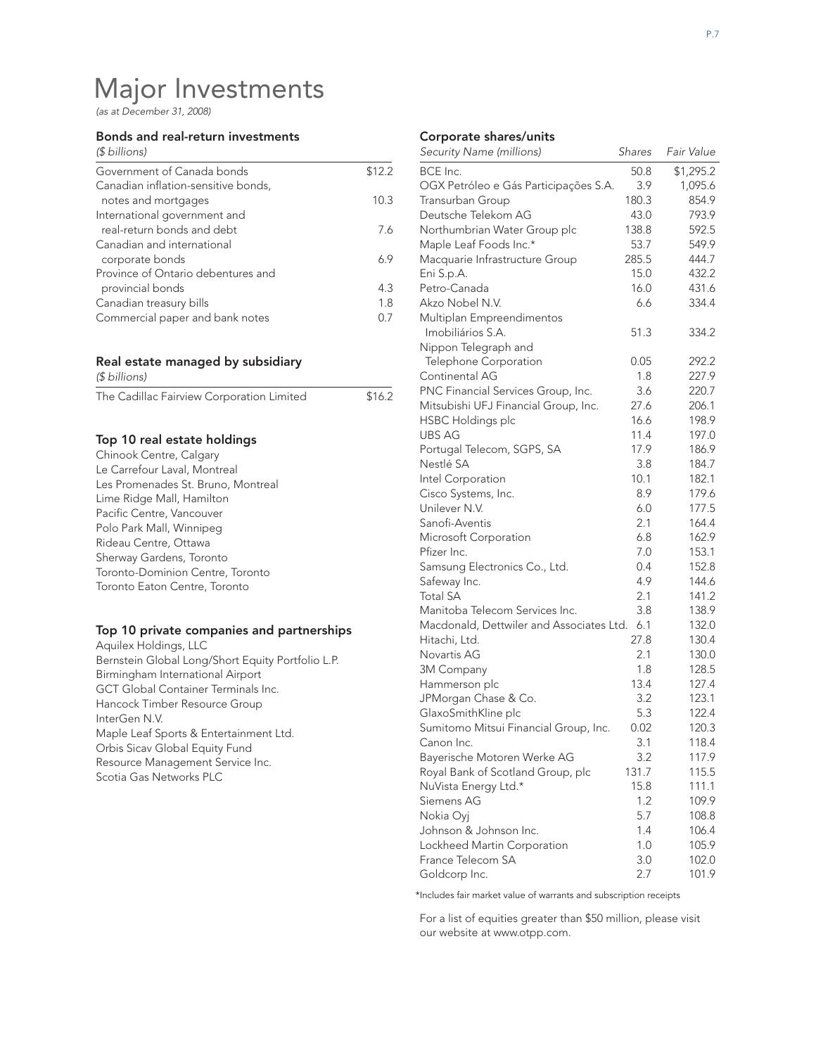# Major Investments

*(as at December 31, 2008)*

## Bonds and real-return investments

| *($ billions)* | |
|---|---|
| Government of Canada bonds | $12.2 |
| Canadian inflation-sensitive bonds, notes and mortgages | 10.3 |
| International government and real-return bonds and debt | 7.6 |
| Canadian and international corporate bonds | 6.9 |
| Province of Ontario debentures and provincial bonds | 4.3 |
| Canadian treasury bills | 1.8 |
| Commercial paper and bank notes | 0.7 |

## Real estate managed by subsidiary

| *($ billions)* | |
|---|---|
| The Cadillac Fairview Corporation Limited | $16.2 |

## Top 10 real estate holdings

Chinook Centre, Calgary
Le Carrefour Laval, Montreal
Les Promenades St. Bruno, Montreal
Lime Ridge Mall, Hamilton
Pacific Centre, Vancouver
Polo Park Mall, Winnipeg
Rideau Centre, Ottawa
Sherway Gardens, Toronto
Toronto-Dominion Centre, Toronto
Toronto Eaton Centre, Toronto

## Top 10 private companies and partnerships

Aquilex Holdings, LLC
Bernstein Global Long/Short Equity Portfolio L.P.
Birmingham International Airport
GCT Global Container Terminals Inc.
Hancock Timber Resource Group
InterGen N.V.
Maple Leaf Sports & Entertainment Ltd.
Orbis Sicav Global Equity Fund
Resource Management Service Inc.
Scotia Gas Networks PLC

## Corporate shares/units

| *Security Name (millions)* | *Shares* | *Fair Value* |
|---|---|---|
| BCE Inc. | 50.8 | $1,295.2 |
| OGX Petróleo e Gás Participações S.A. | 3.9 | 1,095.6 |
| Transurban Group | 180.3 | 854.9 |
| Deutsche Telekom AG | 43.0 | 793.9 |
| Northumbrian Water Group plc | 138.8 | 592.5 |
| Maple Leaf Foods Inc.* | 53.7 | 549.9 |
| Macquarie Infrastructure Group | 285.5 | 444.7 |
| Eni S.p.A. | 15.0 | 432.2 |
| Petro-Canada | 16.0 | 431.6 |
| Akzo Nobel N.V. | 6.6 | 334.4 |
| Multiplan Empreendimentos Imobiliários S.A. | 51.3 | 334.2 |
| Nippon Telegraph and Telephone Corporation | 0.05 | 292.2 |
| Continental AG | 1.8 | 227.9 |
| PNC Financial Services Group, Inc. | 3.6 | 220.7 |
| Mitsubishi UFJ Financial Group, Inc. | 27.6 | 206.1 |
| HSBC Holdings plc | 16.6 | 198.9 |
| UBS AG | 11.4 | 197.0 |
| Portugal Telecom, SGPS, SA | 17.9 | 186.9 |
| Nestlé SA | 3.8 | 184.7 |
| Intel Corporation | 10.1 | 182.1 |
| Cisco Systems, Inc. | 8.9 | 179.6 |
| Unilever N.V. | 6.0 | 177.5 |
| Sanofi-Aventis | 2.1 | 164.4 |
| Microsoft Corporation | 6.8 | 162.9 |
| Pfizer Inc. | 7.0 | 153.1 |
| Samsung Electronics Co., Ltd. | 0.4 | 152.8 |
| Safeway Inc. | 4.9 | 144.6 |
| Total SA | 2.1 | 141.2 |
| Manitoba Telecom Services Inc. | 3.8 | 138.9 |
| Macdonald, Dettwiler and Associates Ltd. | 6.1 | 132.0 |
| Hitachi, Ltd. | 27.8 | 130.4 |
| Novartis AG | 2.1 | 130.0 |
| 3M Company | 1.8 | 128.5 |
| Hammerson plc | 13.4 | 127.4 |
| JPMorgan Chase & Co. | 3.2 | 123.1 |
| GlaxoSmithKline plc | 5.3 | 122.4 |
| Sumitomo Mitsui Financial Group, Inc. | 0.02 | 120.3 |
| Canon Inc. | 3.1 | 118.4 |
| Bayerische Motoren Werke AG | 3.2 | 117.9 |
| Royal Bank of Scotland Group, plc | 131.7 | 115.5 |
| NuVista Energy Ltd.* | 15.8 | 111.1 |
| Siemens AG | 1.2 | 109.9 |
| Nokia Oyj | 5.7 | 108.8 |
| Johnson & Johnson Inc. | 1.4 | 106.4 |
| Lockheed Martin Corporation | 1.0 | 105.9 |
| France Telecom SA | 3.0 | 102.0 |
| Goldcorp Inc. | 2.7 | 101.9 |

*Includes fair market value of warrants and subscription receipts

For a list of equities greater than $50 million, please visit our website at www.otpp.com.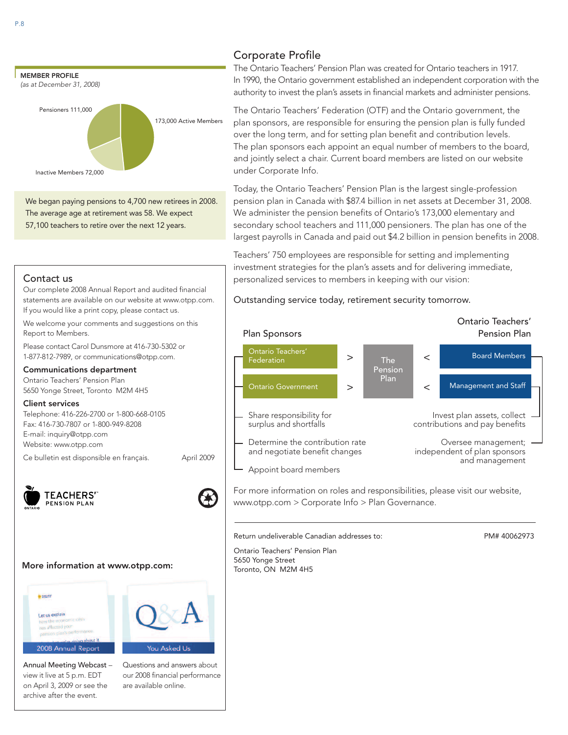## MEMBER PROFILE

*(as at December 31, 2008)*

Pensioners 111,000

173,000 Active Members

Inactive Members 72,000

We began paying pensions to 4,700 new retirees in 2008. The average age at retirement was 58. We expect 57,100 teachers to retire over the next 12 years.

## Contact us

Our complete 2008 Annual Report and audited financial statements are available on our website at www.otpp.com. If you would like a print copy, please contact us.

We welcome your comments and suggestions on this Report to Members.

Please contact Carol Dunsmore at 416-730-5302 or 1-877-812-7989, or communications@otpp.com.

**Communications department**
Ontario Teachers' Pension Plan
5650 Yonge Street, Toronto M2M 4H5

**Client services**
Telephone: 416-226-2700 or 1-800-668-0105
Fax: 416-730-7807 or 1-800-949-8208
E-mail: inquiry@otpp.com
Website: www.otpp.com

Ce bulletin est disponible en français.

April 2009

TEACHERS' PENSION PLAN

**More information at www.otpp.com:**

2008 Annual Report

Annual Meeting Webcast – view it live at 5 p.m. EDT on April 3, 2009 or see the archive after the event.

You Asked Us

Questions and answers about our 2008 financial performance are available online.

# Corporate Profile

The Ontario Teachers' Pension Plan was created for Ontario teachers in 1917. In 1990, the Ontario government established an independent corporation with the authority to invest the plan's assets in financial markets and administer pensions.

The Ontario Teachers' Federation (OTF) and the Ontario government, the plan sponsors, are responsible for ensuring the pension plan is fully funded over the long term, and for setting plan benefit and contribution levels. The plan sponsors each appoint an equal number of members to the board, and jointly select a chair. Current board members are listed on our website under Corporate Info.

Today, the Ontario Teachers' Pension Plan is the largest single-profession pension plan in Canada with $87.4 billion in net assets at December 31, 2008. We administer the pension benefits of Ontario's 173,000 elementary and secondary school teachers and 111,000 pensioners. The plan has one of the largest payrolls in Canada and paid out $4.2 billion in pension benefits in 2008.

Teachers' 750 employees are responsible for setting and implementing investment strategies for the plan's assets and for delivering immediate, personalized services to members in keeping with our vision:

Outstanding service today, retirement security tomorrow.

Plan Sponsors

Ontario Teachers' Federation >

Ontario Government >

The Pension Plan

Ontario Teachers' Pension Plan

< Board Members

< Management and Staff

Share responsibility for surplus and shortfalls

Determine the contribution rate and negotiate benefit changes

Appoint board members

Invest plan assets, collect contributions and pay benefits

Oversee management; independent of plan sponsors and management

For more information on roles and responsibilities, please visit our website, www.otpp.com > Corporate Info > Plan Governance.

Return undeliverable Canadian addresses to:

PM# 40062973

Ontario Teachers' Pension Plan
5650 Yonge Street
Toronto, ON M2M 4H5